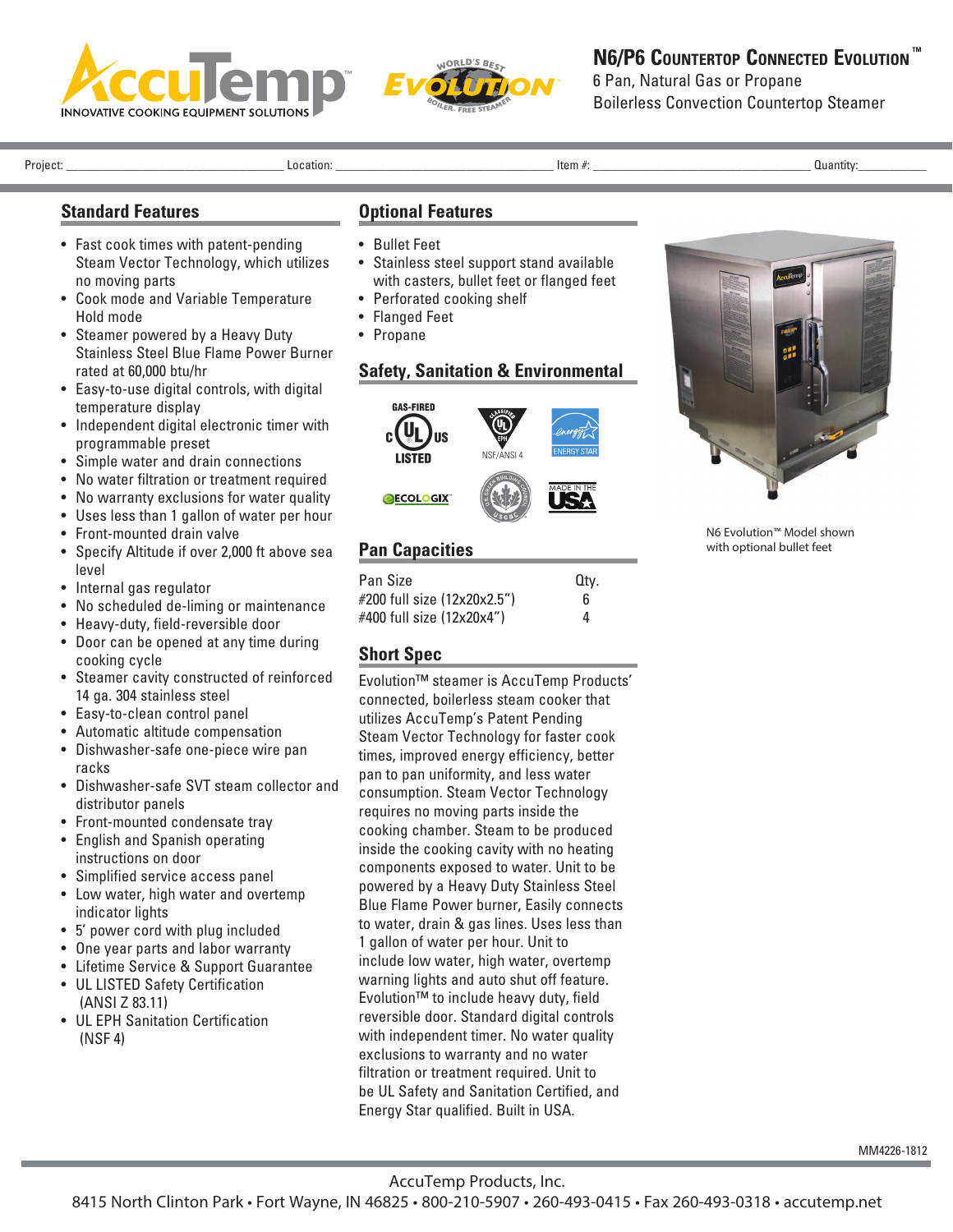# N6/P6 Countertop Connected Evolution™

6 Pan, Natural Gas or Propane
Boilerless Convection Countertop Steamer

Project: ______________ Location: ______________ Item #: ______________ Quantity: ________

## Standard Features

- Fast cook times with patent-pending Steam Vector Technology, which utilizes no moving parts
- Cook mode and Variable Temperature Hold mode
- Steamer powered by a Heavy Duty Stainless Steel Blue Flame Power Burner rated at 60,000 btu/hr
- Easy-to-use digital controls, with digital temperature display
- Independent digital electronic timer with programmable preset
- Simple water and drain connections
- No water filtration or treatment required
- No warranty exclusions for water quality
- Uses less than 1 gallon of water per hour
- Front-mounted drain valve
- Specify Altitude if over 2,000 ft above sea level
- Internal gas regulator
- No scheduled de-liming or maintenance
- Heavy-duty, field-reversible door
- Door can be opened at any time during cooking cycle
- Steamer cavity constructed of reinforced 14 ga. 304 stainless steel
- Easy-to-clean control panel
- Automatic altitude compensation
- Dishwasher-safe one-piece wire pan racks
- Dishwasher-safe SVT steam collector and distributor panels
- Front-mounted condensate tray
- English and Spanish operating instructions on door
- Simplified service access panel
- Low water, high water and overtemp indicator lights
- 5' power cord with plug included
- One year parts and labor warranty
- Lifetime Service & Support Guarantee
- UL LISTED Safety Certification (ANSI Z 83.11)
- UL EPH Sanitation Certification (NSF 4)

## Optional Features

- Bullet Feet
- Stainless steel support stand available with casters, bullet feet or flanged feet
- Perforated cooking shelf
- Flanged Feet
- Propane

## Safety, Sanitation & Environmental

GAS-FIRED c UL US LISTED · NSF/ANSI 4 · ENERGY STAR · ECOLOGIX · USGBC · MADE IN THE USA

## Pan Capacities

| Pan Size | Qty. |
|---|---|
| #200 full size (12x20x2.5") | 6 |
| #400 full size (12x20x4") | 4 |

## Short Spec

Evolution™ steamer is AccuTemp Products' connected, boilerless steam cooker that utilizes AccuTemp's Patent Pending Steam Vector Technology for faster cook times, improved energy efficiency, better pan to pan uniformity, and less water consumption. Steam Vector Technology requires no moving parts inside the cooking chamber. Steam to be produced inside the cooking cavity with no heating components exposed to water. Unit to be powered by a Heavy Duty Stainless Steel Blue Flame Power burner, Easily connects to water, drain & gas lines. Uses less than 1 gallon of water per hour. Unit to include low water, high water, overtemp warning lights and auto shut off feature. Evolution™ to include heavy duty, field reversible door. Standard digital controls with independent timer. No water quality exclusions to warranty and no water filtration or treatment required. Unit to be UL Safety and Sanitation Certified, and Energy Star qualified. Built in USA.

N6 Evolution™ Model shown with optional bullet feet

MM4226-1812

AccuTemp Products, Inc.
8415 North Clinton Park • Fort Wayne, IN 46825 • 800-210-5907 • 260-493-0415 • Fax 260-493-0318 • accutemp.net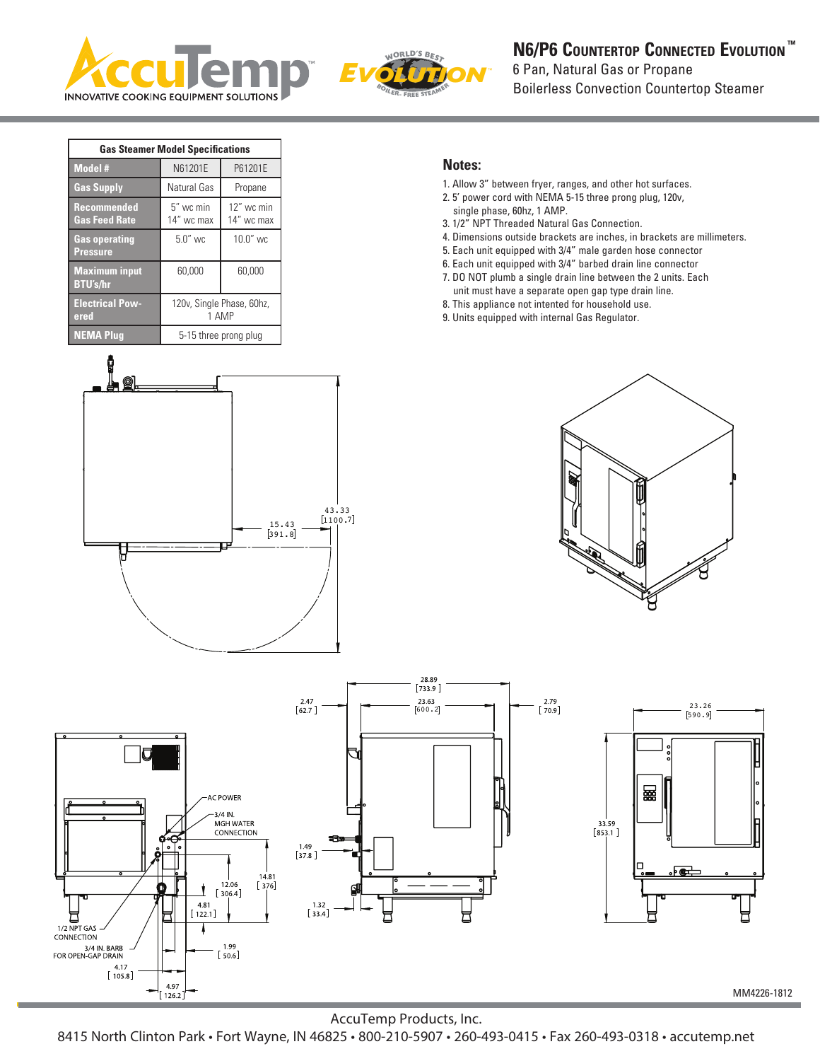# N6/P6 Countertop Connected Evolution™

6 Pan, Natural Gas or Propane
Boilerless Convection Countertop Steamer

| Gas Steamer Model Specifications | | |
|---|---|---|
| **Model #** | N61201E | P61201E |
| **Gas Supply** | Natural Gas | Propane |
| **Recommended Gas Feed Rate** | 5" wc min 14" wc max | 12" wc min 14" wc max |
| **Gas operating Pressure** | 5.0" wc | 10.0" wc |
| **Maximum input BTU's/hr** | 60,000 | 60,000 |
| **Electrical Powered** | 120v, Single Phase, 60hz, 1 AMP | |
| **NEMA Plug** | 5-15 three prong plug | |

## Notes:

1. Allow 3" between fryer, ranges, and other hot surfaces.
2. 5' power cord with NEMA 5-15 three prong plug, 120v, single phase, 60hz, 1 AMP.
3. 1/2" NPT Threaded Natural Gas Connection.
4. Dimensions outside brackets are inches, in brackets are millimeters.
5. Each unit equipped with 3/4" male garden hose connector
6. Each unit equipped with 3/4" barbed drain line connector
7. DO NOT plumb a single drain line between the 2 units. Each unit must have a separate open gap type drain line.
8. This appliance not intented for household use.
9. Units equipped with internal Gas Regulator.

43.33 [1100.7]
15.43 [391.8]

AC POWER
3/4 IN. MGH WATER CONNECTION
1/2 NPT GAS CONNECTION
3/4 IN. BARB FOR OPEN-GAP DRAIN
14.81 [376]
12.06 [306.4]
4.81 [122.1]
1.99 [50.6]
4.17 [105.8]
4.97 [126.2]

28.89 [733.9]
23.63 [600.2]
2.47 [62.7]
2.79 [70.9]
1.49 [37.8]
1.32 [33.4]

23.26 [590.9]
33.59 [853.1]

MM4226-1812

AccuTemp Products, Inc.
8415 North Clinton Park • Fort Wayne, IN 46825 • 800-210-5907 • 260-493-0415 • Fax 260-493-0318 • accutemp.net